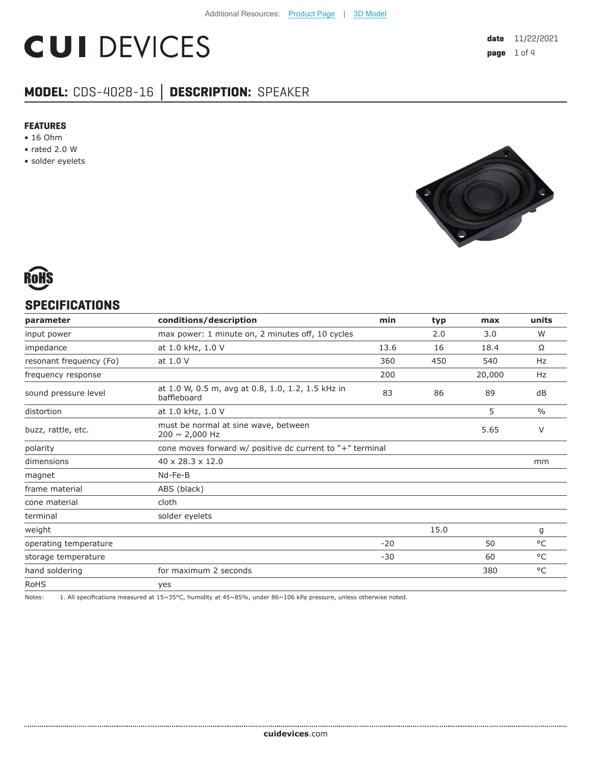Additional Resources: Product Page | 3D Model

# CUI DEVICES

**date** 11/22/2021

## MODEL: CDS-4028-16 │ DESCRIPTION: SPEAKER

### FEATURES

- 16 Ohm
- rated 2.0 W
- solder eyelets

RoHS

## SPECIFICATIONS

| parameter | conditions/description | min | typ | max | units |
|---|---|---|---|---|---|
| input power | max power: 1 minute on, 2 minutes off, 10 cycles | | 2.0 | 3.0 | W |
| impedance | at 1.0 kHz, 1.0 V | 13.6 | 16 | 18.4 | Ω |
| resonant frequency (Fo) | at 1.0 V | 360 | 450 | 540 | Hz |
| frequency response | | 200 | | 20,000 | Hz |
| sound pressure level | at 1.0 W, 0.5 m, avg at 0.8, 1.0, 1.2, 1.5 kHz in baffleboard | 83 | 86 | 89 | dB |
| distortion | at 1.0 kHz, 1.0 V | | | 5 | % |
| buzz, rattle, etc. | must be normal at sine wave, between 200 ~ 2,000 Hz | | | 5.65 | V |
| polarity | cone moves forward w/ positive dc current to "+" terminal | | | | |
| dimensions | 40 x 28.3 x 12.0 | | | | mm |
| magnet | Nd-Fe-B | | | | |
| frame material | ABS (black) | | | | |
| cone material | cloth | | | | |
| terminal | solder eyelets | | | | |
| weight | | | 15.0 | | g |
| operating temperature | | -20 | | 50 | °C |
| storage temperature | | -30 | | 60 | °C |
| hand soldering | for maximum 2 seconds | | | 380 | °C |
| RoHS | yes | | | | |

Notes: 1. All specifications measured at 15~35°C, humidity at 45~85%, under 86~106 kPa pressure, unless otherwise noted.

**cuidevices**.com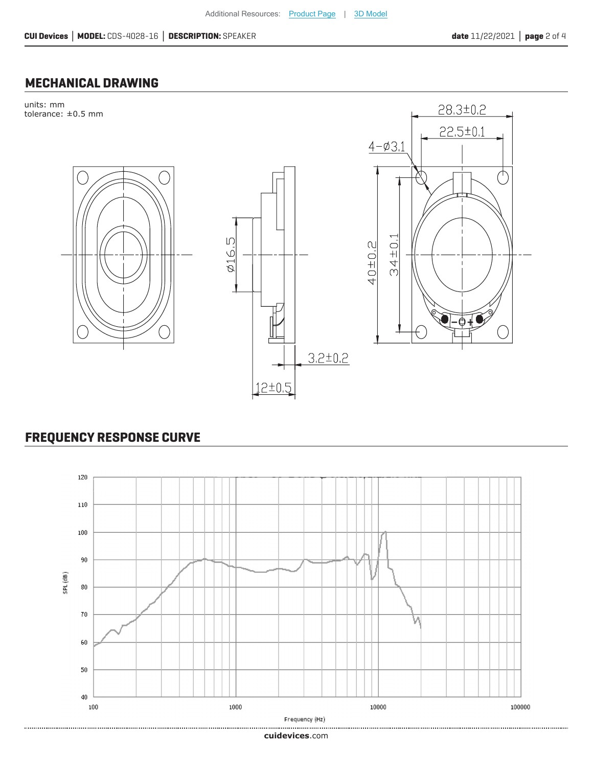## MECHANICAL DRAWING

units: mm
tolerance: ±0.5 mm

## FREQUENCY RESPONSE CURVE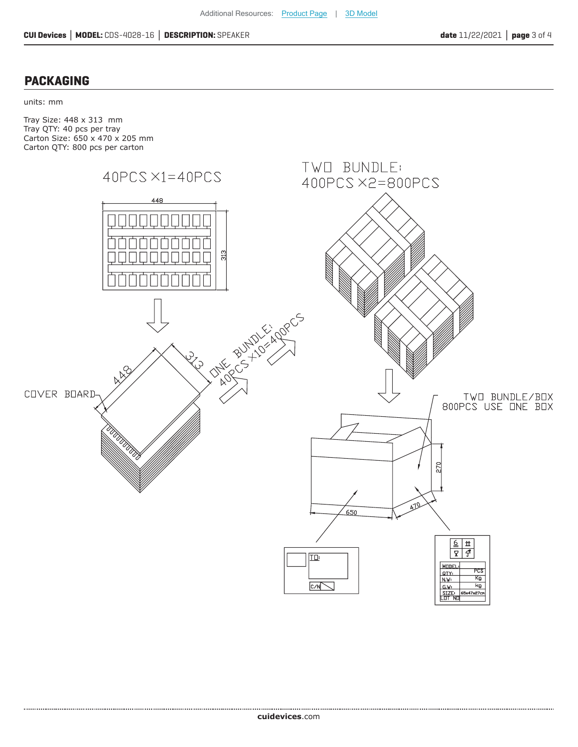## PACKAGING

units: mm

Tray Size: 448 x 313 mm
Tray QTY: 40 pcs per tray
Carton Size: 650 x 470 x 205 mm
Carton QTY: 800 pcs per carton

40PCS ×1=40PCS

COVER BOARD

ONE BUNDLE: 40PCS ×10=400PCS

TWO BUNDLE: 400PCS ×2=800PCS

TWO BUNDLE/BOX 800PCS USE ONE BOX

448

313

650

470

270

TO:

C/N

MODEL:

QTY: PCS

N.W: Kg

G.W: Kg

SIZE: 65x47x27cm

LOT NO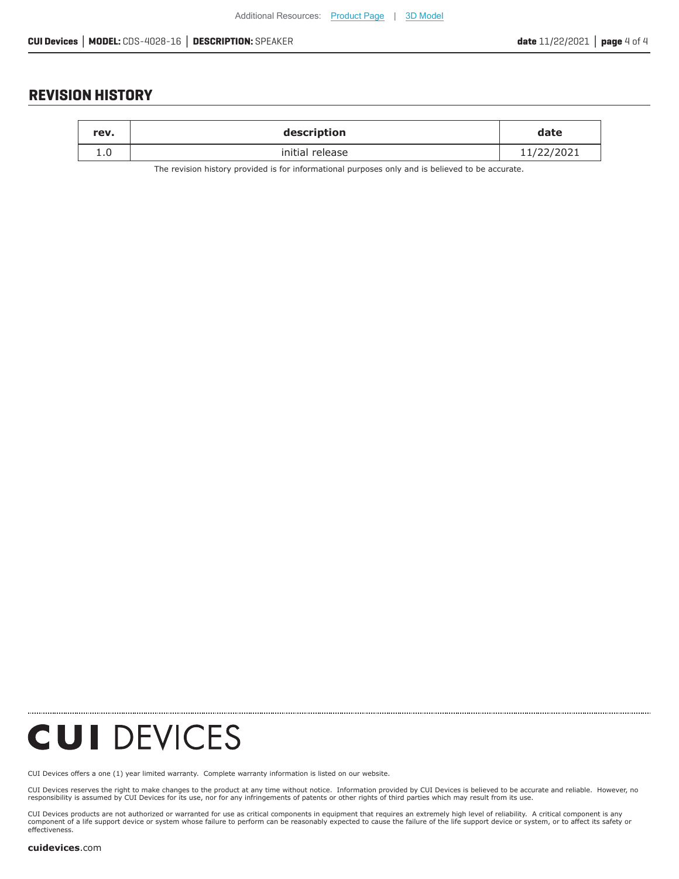## REVISION HISTORY

| rev. | description | date |
| --- | --- | --- |
| 1.0 | initial release | 11/22/2021 |

The revision history provided is for informational purposes only and is believed to be accurate.

**CUI DEVICES**

CUI Devices offers a one (1) year limited warranty. Complete warranty information is listed on our website.

CUI Devices reserves the right to make changes to the product at any time without notice. Information provided by CUI Devices is believed to be accurate and reliable. However, no responsibility is assumed by CUI Devices for its use, nor for any infringements of patents or other rights of third parties which may result from its use.

CUI Devices products are not authorized or warranted for use as critical components in equipment that requires an extremely high level of reliability. A critical component is any component of a life support device or system whose failure to perform can be reasonably expected to cause the failure of the life support device or system, or to affect its safety or effectiveness.

**cuidevices**.com